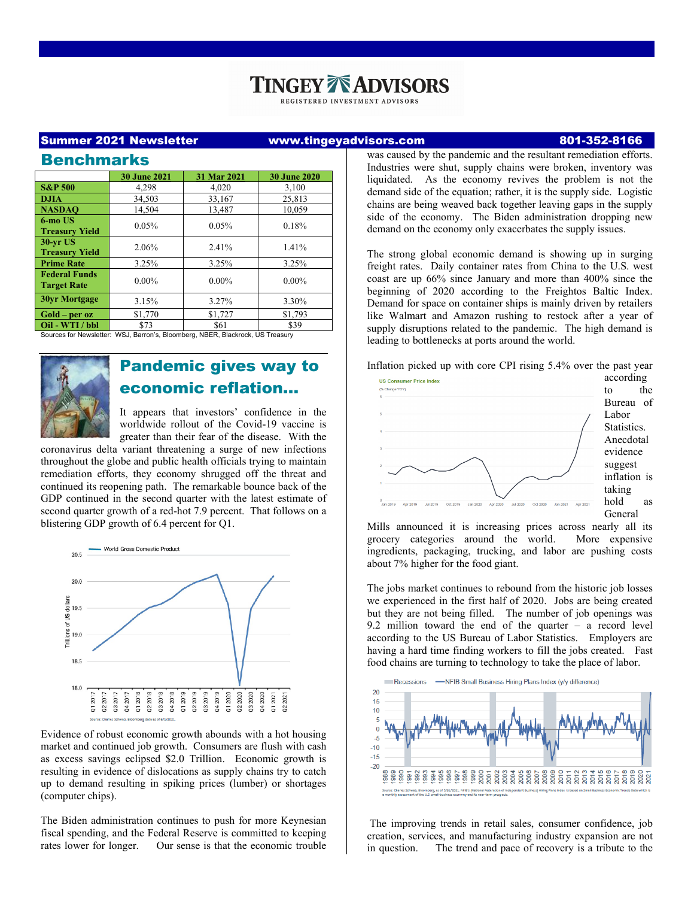# TINGEY ADVISORS

REGISTERED INVESTMENT ADVISORS

**Summer 2021 Newsletter** | **www.tingeyadvisors.com** | **801-352-8166**

## Benchmarks

| | 30 June 2021 | 31 Mar 2021 | 30 June 2020 |
|---|---|---|---|
| **S&P 500** | 4,298 | 4,020 | 3,100 |
| **DJIA** | 34,503 | 33,167 | 25,813 |
| **NASDAQ** | 14,504 | 13,487 | 10,059 |
| **6-mo US Treasury Yield** | 0.05% | 0.05% | 0.18% |
| **30-yr US Treasury Yield** | 2.06% | 2.41% | 1.41% |
| **Prime Rate** | 3.25% | 3.25% | 3.25% |
| **Federal Funds Target Rate** | 0.00% | 0.00% | 0.00% |
| **30yr Mortgage** | 3.15% | 3.27% | 3.30% |
| **Gold – per oz** | $1,770 | $1,727 | $1,793 |
| **Oil - WTI / bbl** | $73 | $61 | $39 |

Sources for Newsletter: WSJ, Barron's, Bloomberg, NBER, Blackrock, US Treasury

## Pandemic gives way to economic reflation…

It appears that investors' confidence in the worldwide rollout of the Covid-19 vaccine is greater than their fear of the disease. With the coronavirus delta variant threatening a surge of new infections throughout the globe and public health officials trying to maintain remediation efforts, they economy shrugged off the threat and continued its reopening path. The remarkable bounce back of the GDP continued in the second quarter with the latest estimate of second quarter growth of a red-hot 7.9 percent. That follows on a blistering GDP growth of 6.4 percent for Q1.

Evidence of robust economic growth abounds with a hot housing market and continued job growth. Consumers are flush with cash as excess savings eclipsed $2.0 Trillion. Economic growth is resulting in evidence of dislocations as supply chains try to catch up to demand resulting in spiking prices (lumber) or shortages (computer chips).

The Biden administration continues to push for more Keynesian fiscal spending, and the Federal Reserve is committed to keeping rates lower for longer. Our sense is that the economic trouble was caused by the pandemic and the resultant remediation efforts. Industries were shut, supply chains were broken, inventory was liquidated. As the economy revives the problem is not the demand side of the equation; rather, it is the supply side. Logistic chains are being weaved back together leaving gaps in the supply side of the economy. The Biden administration dropping new demand on the economy only exacerbates the supply issues.

The strong global economic demand is showing up in surging freight rates. Daily container rates from China to the U.S. west coast are up 66% since January and more than 400% since the beginning of 2020 according to the Freightos Baltic Index. Demand for space on container ships is mainly driven by retailers like Walmart and Amazon rushing to restock after a year of supply disruptions related to the pandemic. The high demand is leading to bottlenecks at ports around the world.

Inflation picked up with core CPI rising 5.4% over the past year according to the Bureau of Labor Statistics. Anecdotal evidence suggest inflation is taking hold as General Mills announced it is increasing prices across nearly all its grocery categories around the world. More expensive ingredients, packaging, trucking, and labor are pushing costs about 7% higher for the food giant.

The jobs market continues to rebound from the historic job losses we experienced in the first half of 2020. Jobs are being created but they are not being filled. The number of job openings was 9.2 million toward the end of the quarter – a record level according to the US Bureau of Labor Statistics. Employers are having a hard time finding workers to fill the jobs created. Fast food chains are turning to technology to take the place of labor.

The improving trends in retail sales, consumer confidence, job creation, services, and manufacturing industry expansion are not in question. The trend and pace of recovery is a tribute to the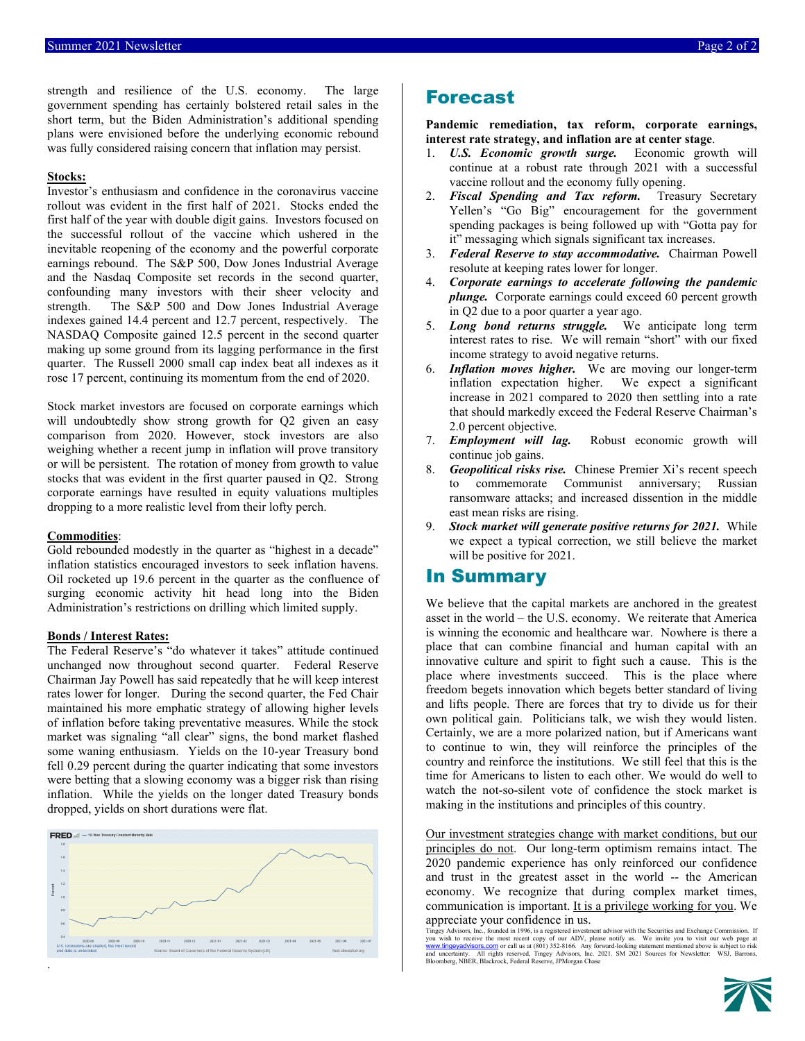strength and resilience of the U.S. economy. The large government spending has certainly bolstered retail sales in the short term, but the Biden Administration's additional spending plans were envisioned before the underlying economic rebound was fully considered raising concern that inflation may persist.

**Stocks:**

Investor's enthusiasm and confidence in the coronavirus vaccine rollout was evident in the first half of 2021. Stocks ended the first half of the year with double digit gains. Investors focused on the successful rollout of the vaccine which ushered in the inevitable reopening of the economy and the powerful corporate earnings rebound. The S&P 500, Dow Jones Industrial Average and the Nasdaq Composite set records in the second quarter, confounding many investors with their sheer velocity and strength. The S&P 500 and Dow Jones Industrial Average indexes gained 14.4 percent and 12.7 percent, respectively. The NASDAQ Composite gained 12.5 percent in the second quarter making up some ground from its lagging performance in the first quarter. The Russell 2000 small cap index beat all indexes as it rose 17 percent, continuing its momentum from the end of 2020.

Stock market investors are focused on corporate earnings which will undoubtedly show strong growth for Q2 given an easy comparison from 2020. However, stock investors are also weighing whether a recent jump in inflation will prove transitory or will be persistent. The rotation of money from growth to value stocks that was evident in the first quarter paused in Q2. Strong corporate earnings have resulted in equity valuations multiples dropping to a more realistic level from their lofty perch.

**Commodities**:

Gold rebounded modestly in the quarter as "highest in a decade" inflation statistics encouraged investors to seek inflation havens. Oil rocketed up 19.6 percent in the quarter as the confluence of surging economic activity hit head long into the Biden Administration's restrictions on drilling which limited supply.

**Bonds / Interest Rates:**

The Federal Reserve's "do whatever it takes" attitude continued unchanged now throughout second quarter. Federal Reserve Chairman Jay Powell has said repeatedly that he will keep interest rates lower for longer. During the second quarter, the Fed Chair maintained his more emphatic strategy of allowing higher levels of inflation before taking preventative measures. While the stock market was signaling "all clear" signs, the bond market flashed some waning enthusiasm. Yields on the 10-year Treasury bond fell 0.29 percent during the quarter indicating that some investors were betting that a slowing economy was a bigger risk than rising inflation. While the yields on the longer dated Treasury bonds dropped, yields on short durations were flat.

FRED — 10-Year Treasury Constant Maturity Rate

Percent

U.S. recessions are shaded; the most recent end date is undecided.

Source: Board of Governors of the Federal Reserve System (US)

fred.stlouisfed.org

## Forecast

**Pandemic remediation, tax reform, corporate earnings, interest rate strategy, and inflation are at center stage**.

1. ***U.S. Economic growth surge.*** Economic growth will continue at a robust rate through 2021 with a successful vaccine rollout and the economy fully opening.
2. ***Fiscal Spending and Tax reform.*** Treasury Secretary Yellen's "Go Big" encouragement for the government spending packages is being followed up with "Gotta pay for it" messaging which signals significant tax increases.
3. ***Federal Reserve to stay accommodative.*** Chairman Powell resolute at keeping rates lower for longer.
4. ***Corporate earnings to accelerate following the pandemic plunge.*** Corporate earnings could exceed 60 percent growth in Q2 due to a poor quarter a year ago.
5. ***Long bond returns struggle.*** We anticipate long term interest rates to rise. We will remain "short" with our fixed income strategy to avoid negative returns.
6. ***Inflation moves higher.*** We are moving our longer-term inflation expectation higher. We expect a significant increase in 2021 compared to 2020 then settling into a rate that should markedly exceed the Federal Reserve Chairman's 2.0 percent objective.
7. ***Employment will lag.*** Robust economic growth will continue job gains.
8. ***Geopolitical risks rise.*** Chinese Premier Xi's recent speech to commemorate Communist anniversary; Russian ransomware attacks; and increased dissention in the middle east mean risks are rising.
9. ***Stock market will generate positive returns for 2021.*** While we expect a typical correction, we still believe the market will be positive for 2021.

## In Summary

We believe that the capital markets are anchored in the greatest asset in the world – the U.S. economy. We reiterate that America is winning the economic and healthcare war. Nowhere is there a place that can combine financial and human capital with an innovative culture and spirit to fight such a cause. This is the place where investments succeed. This is the place where freedom begets innovation which begets better standard of living and lifts people. There are forces that try to divide us for their own political gain. Politicians talk, we wish they would listen. Certainly, we are a more polarized nation, but if Americans want to continue to win, they will reinforce the principles of the country and reinforce the institutions. We still feel that this is the time for Americans to listen to each other. We would do well to watch the not-so-silent vote of confidence the stock market is making in the institutions and principles of this country.

Our investment strategies change with market conditions, but our principles do not. Our long-term optimism remains intact. The 2020 pandemic experience has only reinforced our confidence and trust in the greatest asset in the world -- the American economy. We recognize that during complex market times, communication is important. It is a privilege working for you. We appreciate your confidence in us.

Tingey Advisors, Inc., founded in 1996, is a registered investment advisor with the Securities and Exchange Commission. If you wish to receive the most recent copy of our ADV, please notify us. We invite you to visit our web page at www.tingeyadvisors.com or call us at (801) 352-8166. Any forward-looking statement mentioned above is subject to risk and uncertainty. All rights reserved, Tingey Advisors, Inc. 2021. SM 2021 Sources for Newsletter: WSJ, Barrons, Bloomberg, NBER, Blackrock, Federal Reserve, JPMorgan Chase